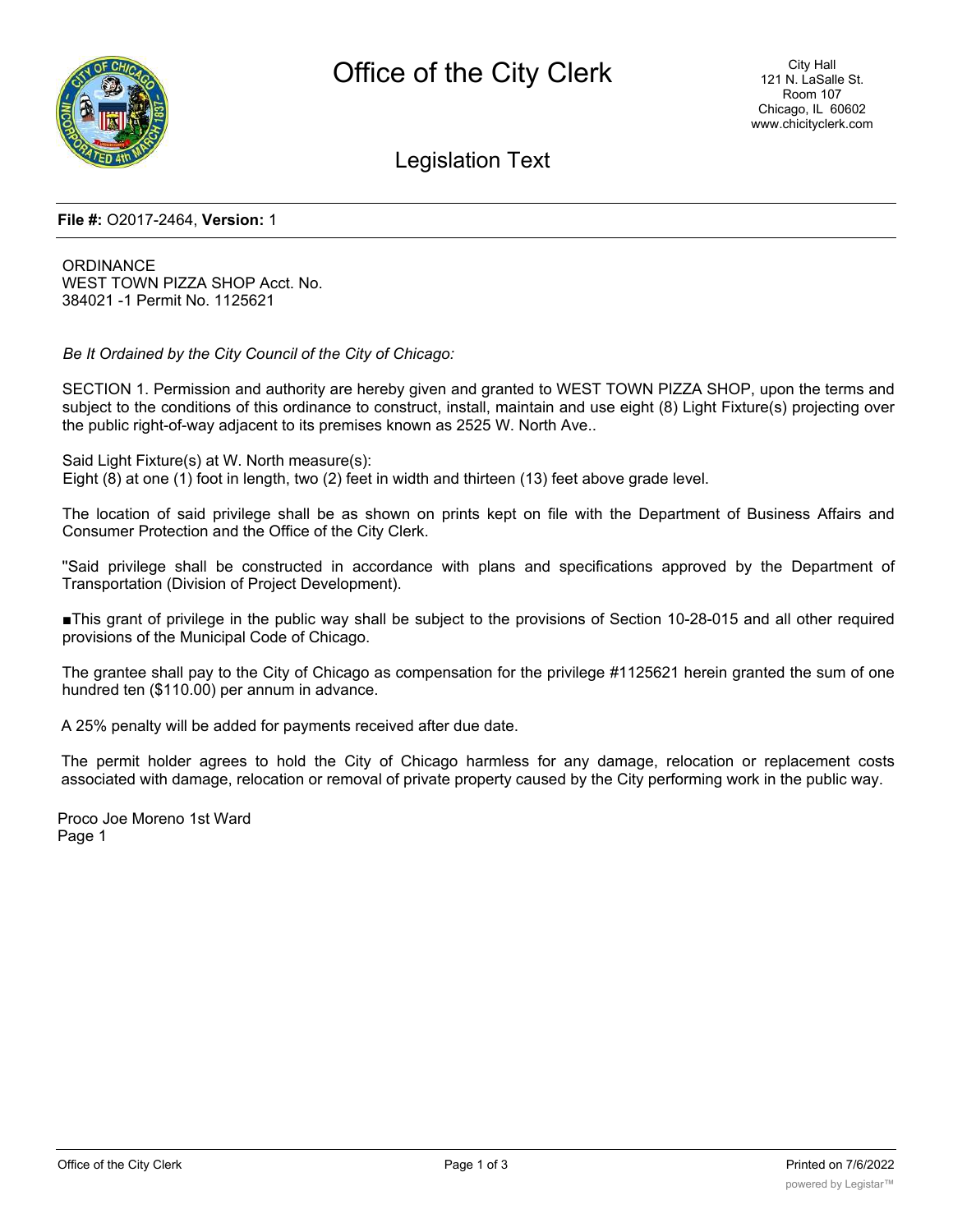# Office of the City Clerk

City Hall
121 N. LaSalle St.
Room 107
Chicago, IL 60602
www.chicityclerk.com

## Legislation Text

**File #:** O2017-2464, **Version:** 1

ORDINANCE
WEST TOWN PIZZA SHOP Acct. No.
384021 -1 Permit No. 1125621

*Be It Ordained by the City Council of the City of Chicago:*

SECTION 1. Permission and authority are hereby given and granted to WEST TOWN PIZZA SHOP, upon the terms and subject to the conditions of this ordinance to construct, install, maintain and use eight (8) Light Fixture(s) projecting over the public right-of-way adjacent to its premises known as 2525 W. North Ave..

Said Light Fixture(s) at W. North measure(s):
Eight (8) at one (1) foot in length, two (2) feet in width and thirteen (13) feet above grade level.

The location of said privilege shall be as shown on prints kept on file with the Department of Business Affairs and Consumer Protection and the Office of the City Clerk.

"Said privilege shall be constructed in accordance with plans and specifications approved by the Department of Transportation (Division of Project Development).

■This grant of privilege in the public way shall be subject to the provisions of Section 10-28-015 and all other required provisions of the Municipal Code of Chicago.

The grantee shall pay to the City of Chicago as compensation for the privilege #1125621 herein granted the sum of one hundred ten ($110.00) per annum in advance.

A 25% penalty will be added for payments received after due date.

The permit holder agrees to hold the City of Chicago harmless for any damage, relocation or replacement costs associated with damage, relocation or removal of private property caused by the City performing work in the public way.

Proco Joe Moreno 1st Ward
Page 1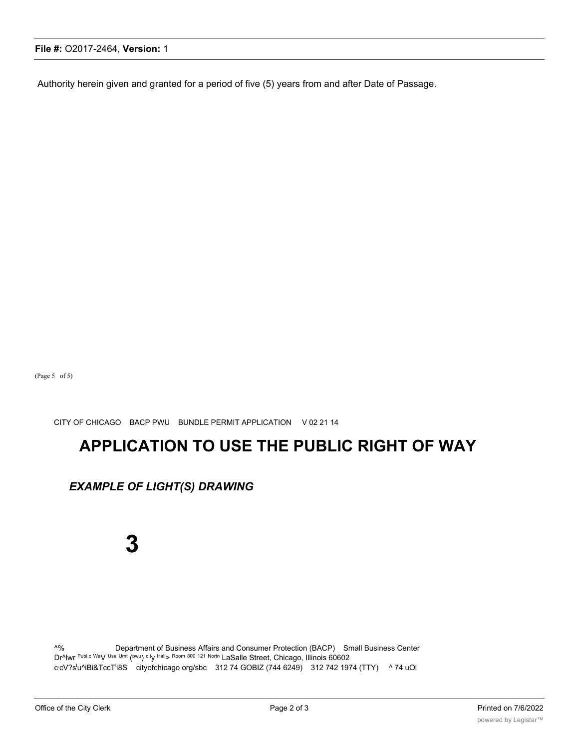Authority herein given and granted for a period of five (5) years from and after Date of Passage.

(Page 5 of 5)

CITY OF CHICAGO BACP PWU BUNDLE PERMIT APPLICATION V 02 21 14

# APPLICATION TO USE THE PUBLIC RIGHT OF WAY

***EXAMPLE OF LIGHT(S) DRAWING***

**3**

^% Department of Business Affairs and Consumer Protection (BACP) Small Business Center
Dr^lwr Publ,c WaV Use Umt (pwu) c,ty Hall> Room 800 121 Nortn LaSalle Street, Chicago, Illinois 60602
c cV?s u^iBi&TccT i8S cityofchicago org/sbc 312 74 GOBIZ (744 6249) 312 742 1974 (TTY) ^ 74 uOl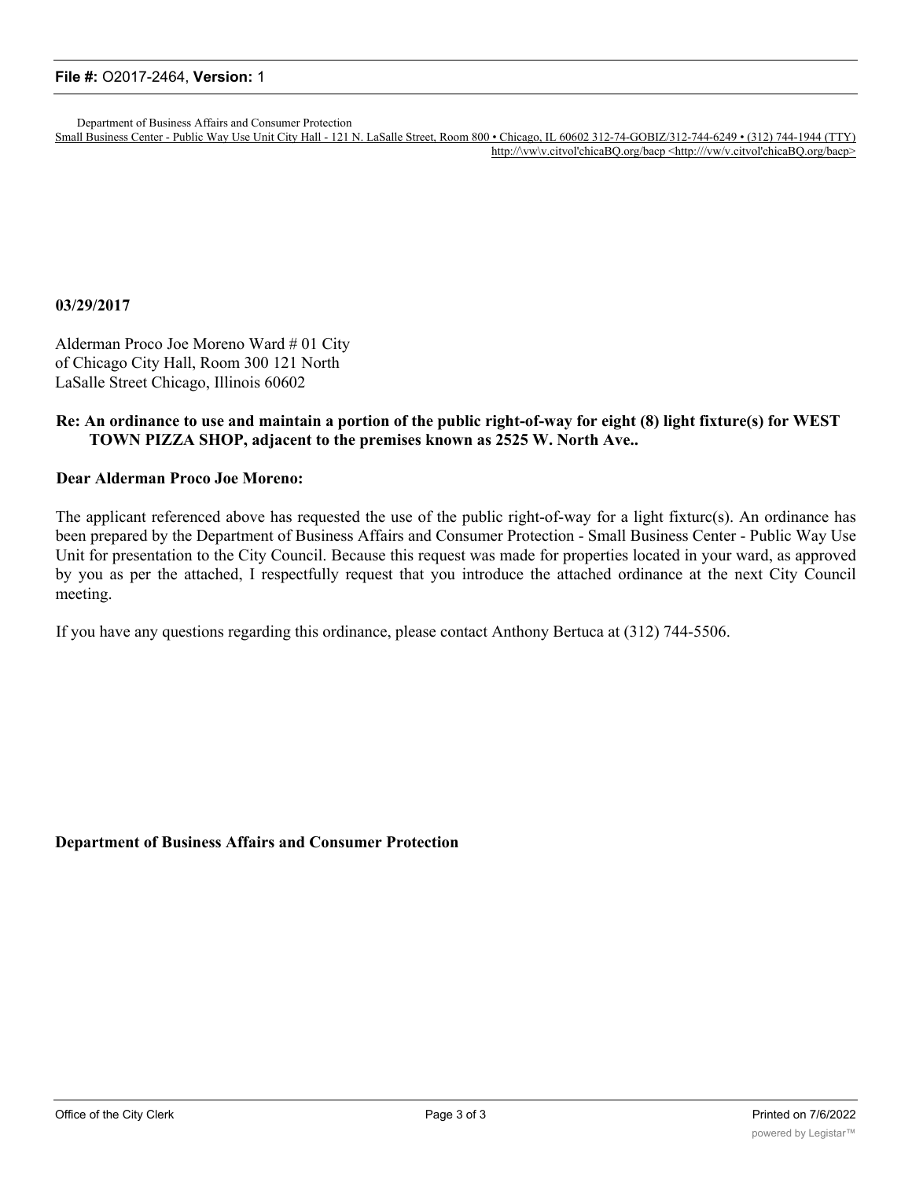Department of Business Affairs and Consumer Protection

Small Business Center - Public Way Use Unit City Hall - 121 N. LaSalle Street, Room 800 • Chicago, IL 60602 312-74-GOBIZ/312-744-6249 • (312) 744-1944 (TTY) http://\vw\v.citvol'chicaBQ.org/bacp <http:///vw/v.citvol'chicaBQ.org/bacp>

**03/29/2017**

Alderman Proco Joe Moreno Ward # 01 City of Chicago City Hall, Room 300 121 North LaSalle Street Chicago, Illinois 60602

**Re: An ordinance to use and maintain a portion of the public right-of-way for eight (8) light fixture(s) for WEST TOWN PIZZA SHOP, adjacent to the premises known as 2525 W. North Ave..**

**Dear Alderman Proco Joe Moreno:**

The applicant referenced above has requested the use of the public right-of-way for a light fixturc(s). An ordinance has been prepared by the Department of Business Affairs and Consumer Protection - Small Business Center - Public Way Use Unit for presentation to the City Council. Because this request was made for properties located in your ward, as approved by you as per the attached, I respectfully request that you introduce the attached ordinance at the next City Council meeting.

If you have any questions regarding this ordinance, please contact Anthony Bertuca at (312) 744-5506.

**Department of Business Affairs and Consumer Protection**